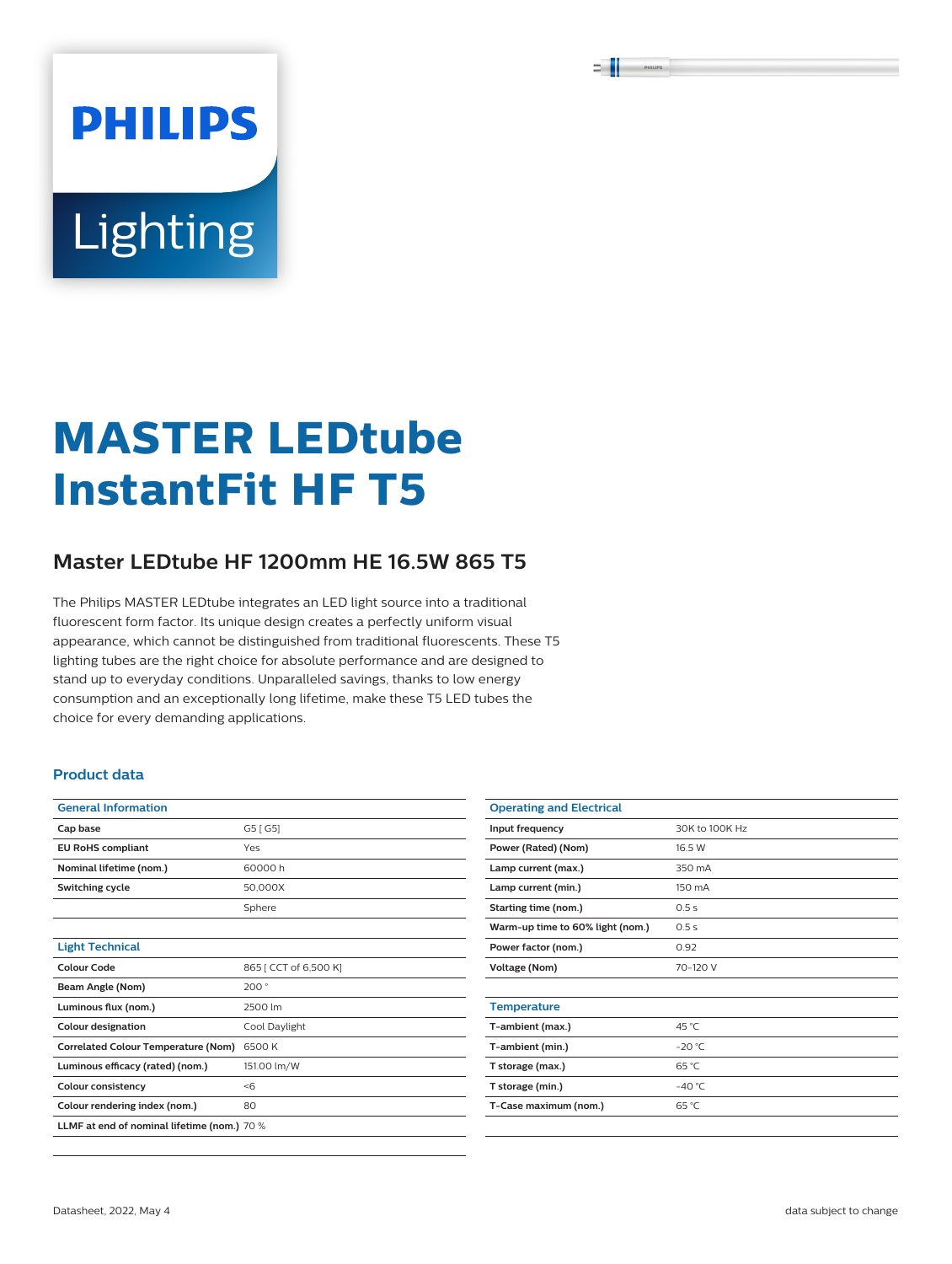PHILIPS

Lighting

# MASTER LEDtube InstantFit HF T5

## Master LEDtube HF 1200mm HE 16.5W 865 T5

The Philips MASTER LEDtube integrates an LED light source into a traditional fluorescent form factor. Its unique design creates a perfectly uniform visual appearance, which cannot be distinguished from traditional fluorescents. These T5 lighting tubes are the right choice for absolute performance and are designed to stand up to everyday conditions. Unparalleled savings, thanks to low energy consumption and an exceptionally long lifetime, make these T5 LED tubes the choice for every demanding applications.

### Product data

| General Information | |
|---|---|
| Cap base | G5 [ G5] |
| EU RoHS compliant | Yes |
| Nominal lifetime (nom.) | 60000 h |
| Switching cycle | 50,000X |
| | Sphere |

| Light Technical | |
|---|---|
| Colour Code | 865 [ CCT of 6,500 K] |
| Beam Angle (Nom) | 200 ° |
| Luminous flux (nom.) | 2500 lm |
| Colour designation | Cool Daylight |
| Correlated Colour Temperature (Nom) | 6500 K |
| Luminous efficacy (rated) (nom.) | 151.00 lm/W |
| Colour consistency | <6 |
| Colour rendering index (nom.) | 80 |
| LLMF at end of nominal lifetime (nom.) | 70 % |

| Operating and Electrical | |
|---|---|
| Input frequency | 30K to 100K Hz |
| Power (Rated) (Nom) | 16.5 W |
| Lamp current (max.) | 350 mA |
| Lamp current (min.) | 150 mA |
| Starting time (nom.) | 0.5 s |
| Warm-up time to 60% light (nom.) | 0.5 s |
| Power factor (nom.) | 0.92 |
| Voltage (Nom) | 70-120 V |

| Temperature | |
|---|---|
| T-ambient (max.) | 45 °C |
| T-ambient (min.) | -20 °C |
| T storage (max.) | 65 °C |
| T storage (min.) | -40 °C |
| T-Case maximum (nom.) | 65 °C |

Datasheet, 2022, May 4

data subject to change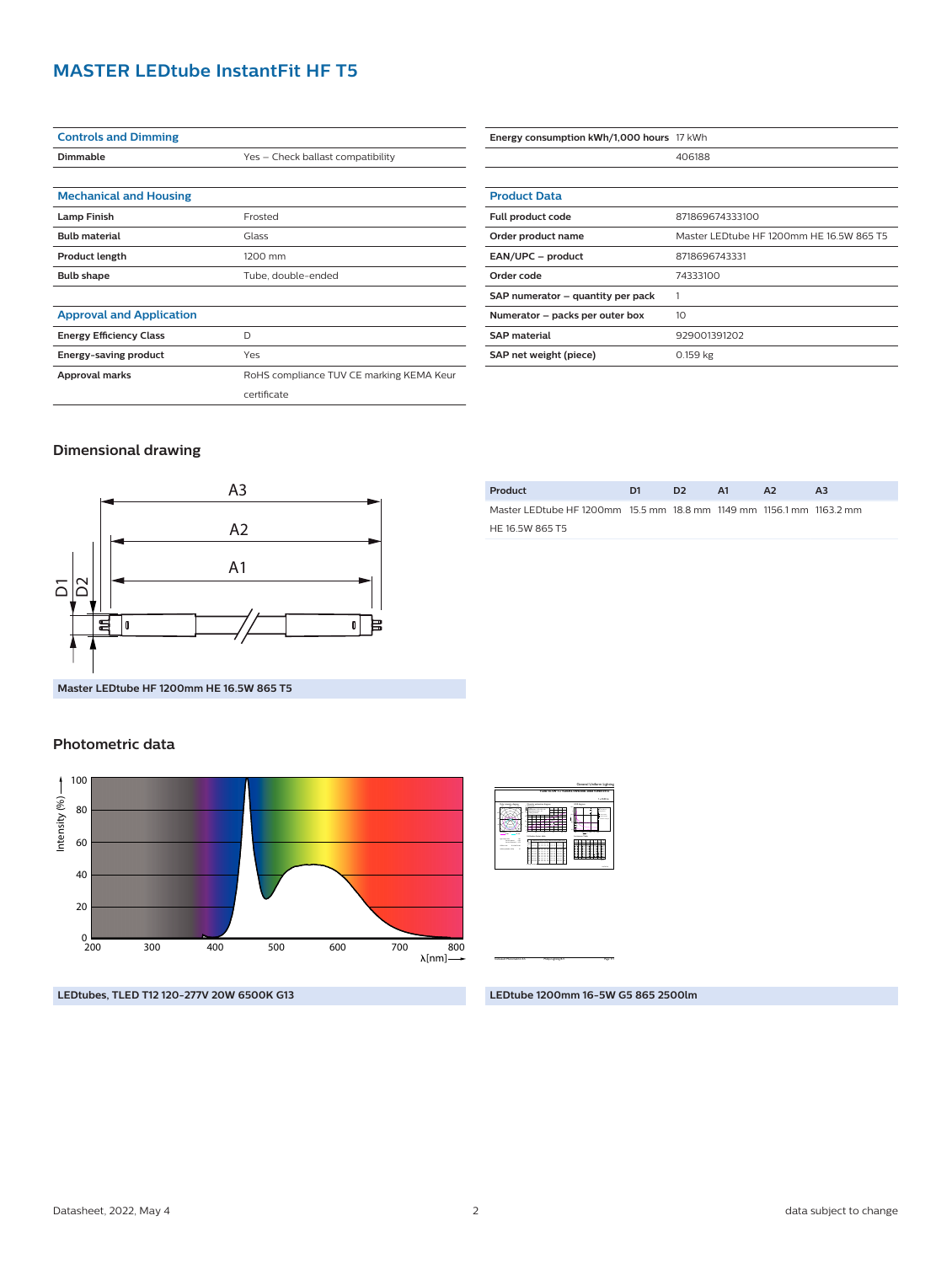# MASTER LEDtube InstantFit HF T5

| Controls and Dimming | |
|---|---|
| Dimmable | Yes – Check ballast compatibility |

| Mechanical and Housing | |
|---|---|
| Lamp Finish | Frosted |
| Bulb material | Glass |
| Product length | 1200 mm |
| Bulb shape | Tube, double-ended |

| Approval and Application | |
|---|---|
| Energy Efficiency Class | D |
| Energy-saving product | Yes |
| Approval marks | RoHS compliance TUV CE marking KEMA Keur certificate |

| | |
|---|---|
| Energy consumption kWh/1,000 hours | 17 kWh |
| | 406188 |

| Product Data | |
|---|---|
| Full product code | 871869674333100 |
| Order product name | Master LEDtube HF 1200mm HE 16.5W 865 T5 |
| EAN/UPC – product | 8718696743331 |
| Order code | 74333100 |
| SAP numerator – quantity per pack | 1 |
| Numerator – packs per outer box | 10 |
| SAP material | 929001391202 |
| SAP net weight (piece) | 0.159 kg |

## Dimensional drawing

Master LEDtube HF 1200mm HE 16.5W 865 T5

| Product | D1 | D2 | A1 | A2 | A3 |
|---|---|---|---|---|---|
| Master LEDtube HF 1200mm HE 16.5W 865 T5 | 15.5 mm | 18.8 mm | 1149 mm | 1156.1 mm | 1163.2 mm |

## Photometric data

LEDtubes, TLED T12 120-277V 20W 6500K G13

LEDtube 1200mm 16-5W G5 865 2500lm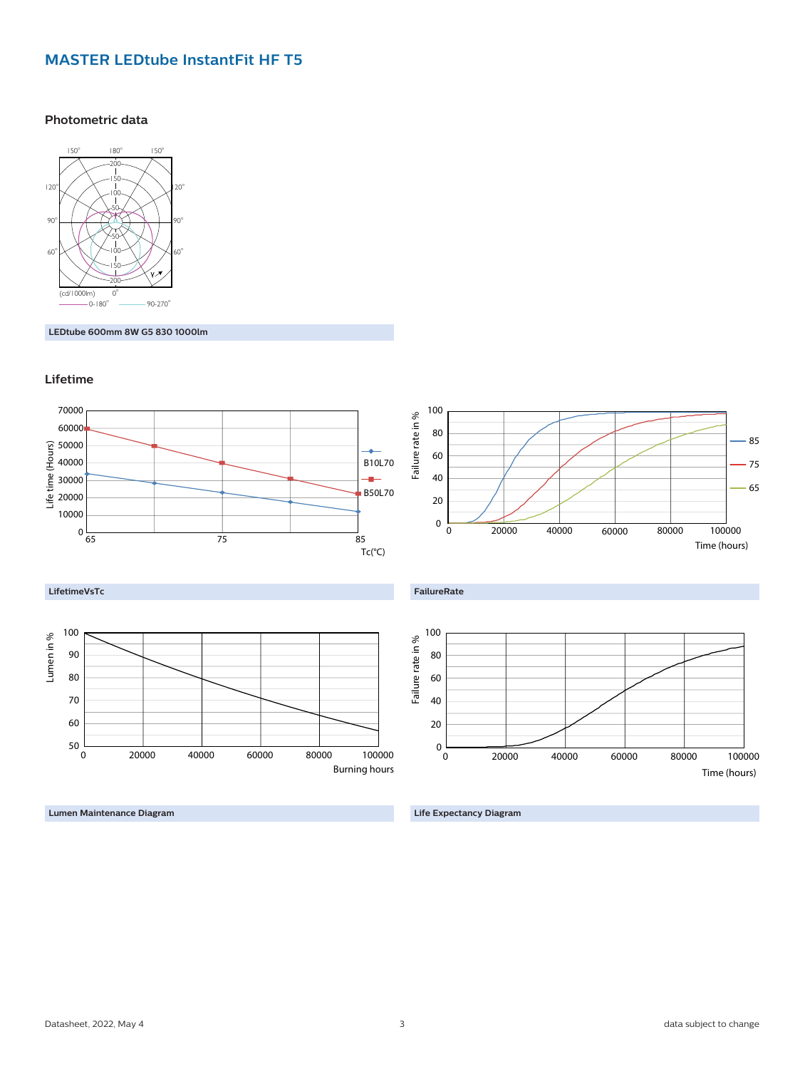## MASTER LEDtube InstantFit HF T5

### Photometric data

LEDtube 600mm 8W G5 830 1000lm

### Lifetime

LifetimeVsTc

FailureRate

Lumen Maintenance Diagram

Life Expectancy Diagram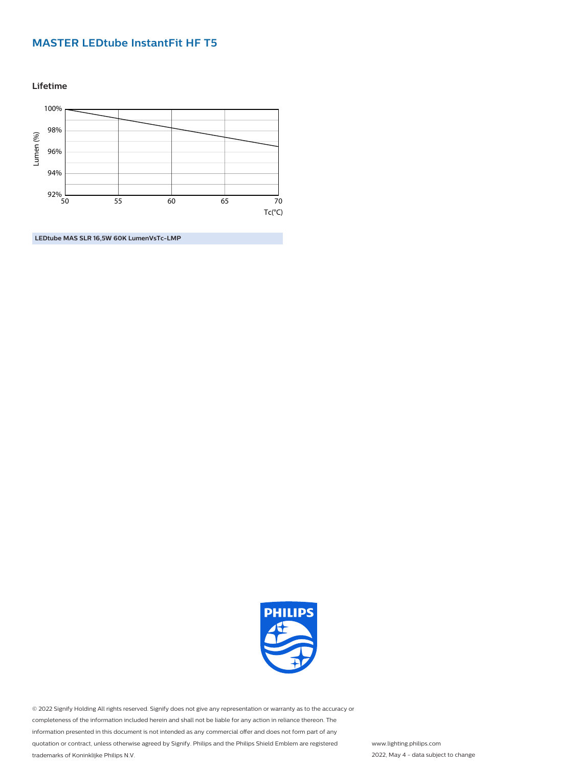## MASTER LEDtube InstantFit HF T5

### Lifetime

100%
98%
96%
94%
92%
Lumen (%)
50
55
60
65
70
Tc(°C)

**LEDtube MAS SLR 16,5W 60K LumenVsTc-LMP**

© 2022 Signify Holding All rights reserved. Signify does not give any representation or warranty as to the accuracy or completeness of the information included herein and shall not be liable for any action in reliance thereon. The information presented in this document is not intended as any commercial offer and does not form part of any quotation or contract, unless otherwise agreed by Signify. Philips and the Philips Shield Emblem are registered trademarks of Koninklijke Philips N.V.

www.lighting.philips.com

2022, May 4 - data subject to change